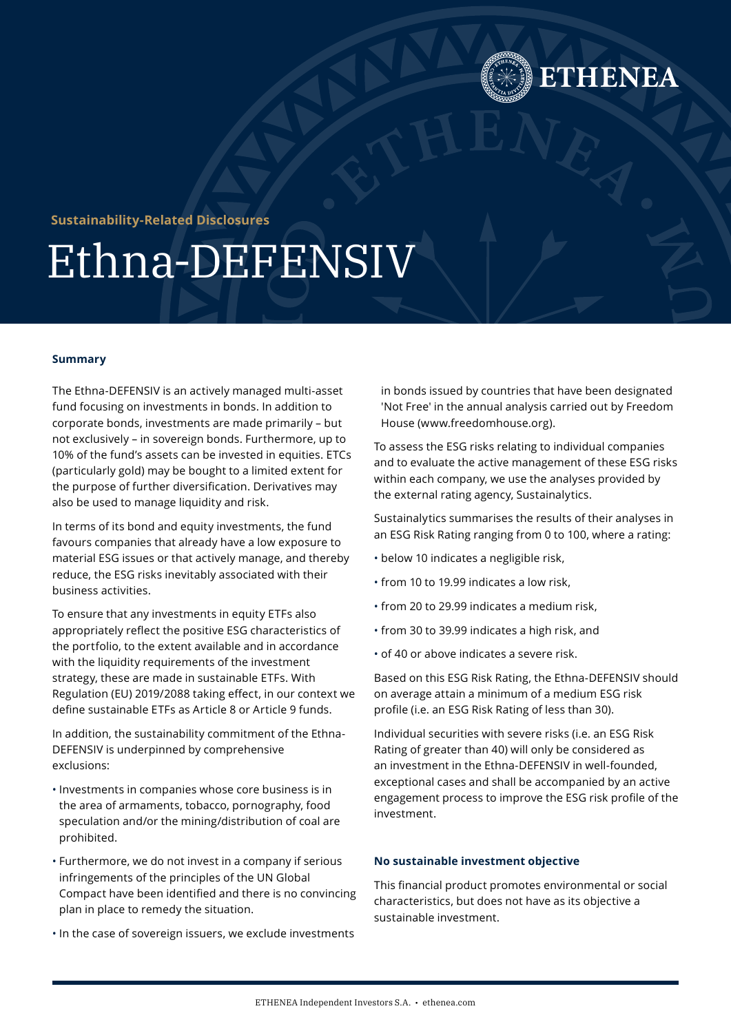**Sustainability-Related Disclosures**

# Ethna-DEFENSIV

## Summary

The Ethna-DEFENSIV is an actively managed multi-asset fund focusing on investments in bonds. In addition to corporate bonds, investments are made primarily – but not exclusively – in sovereign bonds. Furthermore, up to 10% of the fund's assets can be invested in equities. ETCs (particularly gold) may be bought to a limited extent for the purpose of further diversification. Derivatives may also be used to manage liquidity and risk.

In terms of its bond and equity investments, the fund favours companies that already have a low exposure to material ESG issues or that actively manage, and thereby reduce, the ESG risks inevitably associated with their business activities.

To ensure that any investments in equity ETFs also appropriately reflect the positive ESG characteristics of the portfolio, to the extent available and in accordance with the liquidity requirements of the investment strategy, these are made in sustainable ETFs. With Regulation (EU) 2019/2088 taking effect, in our context we define sustainable ETFs as Article 8 or Article 9 funds.

In addition, the sustainability commitment of the Ethna-DEFENSIV is underpinned by comprehensive exclusions:

- Investments in companies whose core business is in the area of armaments, tobacco, pornography, food speculation and/or the mining/distribution of coal are prohibited.
- Furthermore, we do not invest in a company if serious infringements of the principles of the UN Global Compact have been identified and there is no convincing plan in place to remedy the situation.
- In the case of sovereign issuers, we exclude investments in bonds issued by countries that have been designated 'Not Free' in the annual analysis carried out by Freedom House (www.freedomhouse.org).

To assess the ESG risks relating to individual companies and to evaluate the active management of these ESG risks within each company, we use the analyses provided by the external rating agency, Sustainalytics.

Sustainalytics summarises the results of their analyses in an ESG Risk Rating ranging from 0 to 100, where a rating:

- below 10 indicates a negligible risk,
- from 10 to 19.99 indicates a low risk,
- from 20 to 29.99 indicates a medium risk,
- from 30 to 39.99 indicates a high risk, and
- of 40 or above indicates a severe risk.

Based on this ESG Risk Rating, the Ethna-DEFENSIV should on average attain a minimum of a medium ESG risk profile (i.e. an ESG Risk Rating of less than 30).

Individual securities with severe risks (i.e. an ESG Risk Rating of greater than 40) will only be considered as an investment in the Ethna-DEFENSIV in well-founded, exceptional cases and shall be accompanied by an active engagement process to improve the ESG risk profile of the investment.

## No sustainable investment objective

This financial product promotes environmental or social characteristics, but does not have as its objective a sustainable investment.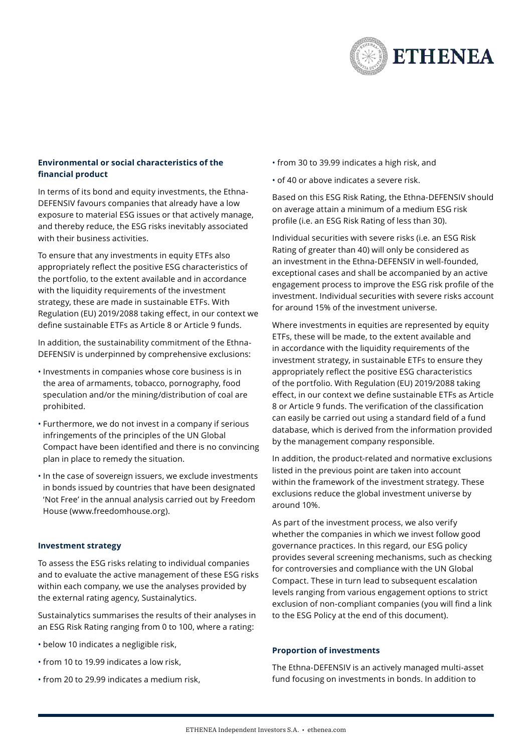### Environmental or social characteristics of the financial product

In terms of its bond and equity investments, the Ethna-DEFENSIV favours companies that already have a low exposure to material ESG issues or that actively manage, and thereby reduce, the ESG risks inevitably associated with their business activities.

To ensure that any investments in equity ETFs also appropriately reflect the positive ESG characteristics of the portfolio, to the extent available and in accordance with the liquidity requirements of the investment strategy, these are made in sustainable ETFs. With Regulation (EU) 2019/2088 taking effect, in our context we define sustainable ETFs as Article 8 or Article 9 funds.

In addition, the sustainability commitment of the Ethna-DEFENSIV is underpinned by comprehensive exclusions:

- Investments in companies whose core business is in the area of armaments, tobacco, pornography, food speculation and/or the mining/distribution of coal are prohibited.
- Furthermore, we do not invest in a company if serious infringements of the principles of the UN Global Compact have been identified and there is no convincing plan in place to remedy the situation.
- In the case of sovereign issuers, we exclude investments in bonds issued by countries that have been designated 'Not Free' in the annual analysis carried out by Freedom House (www.freedomhouse.org).

### Investment strategy

To assess the ESG risks relating to individual companies and to evaluate the active management of these ESG risks within each company, we use the analyses provided by the external rating agency, Sustainalytics.

Sustainalytics summarises the results of their analyses in an ESG Risk Rating ranging from 0 to 100, where a rating:

- below 10 indicates a negligible risk,
- from 10 to 19.99 indicates a low risk,
- from 20 to 29.99 indicates a medium risk,
- from 30 to 39.99 indicates a high risk, and
- of 40 or above indicates a severe risk.

Based on this ESG Risk Rating, the Ethna-DEFENSIV should on average attain a minimum of a medium ESG risk profile (i.e. an ESG Risk Rating of less than 30).

Individual securities with severe risks (i.e. an ESG Risk Rating of greater than 40) will only be considered as an investment in the Ethna-DEFENSIV in well-founded, exceptional cases and shall be accompanied by an active engagement process to improve the ESG risk profile of the investment. Individual securities with severe risks account for around 15% of the investment universe.

Where investments in equities are represented by equity ETFs, these will be made, to the extent available and in accordance with the liquidity requirements of the investment strategy, in sustainable ETFs to ensure they appropriately reflect the positive ESG characteristics of the portfolio. With Regulation (EU) 2019/2088 taking effect, in our context we define sustainable ETFs as Article 8 or Article 9 funds. The verification of the classification can easily be carried out using a standard field of a fund database, which is derived from the information provided by the management company responsible.

In addition, the product-related and normative exclusions listed in the previous point are taken into account within the framework of the investment strategy. These exclusions reduce the global investment universe by around 10%.

As part of the investment process, we also verify whether the companies in which we invest follow good governance practices. In this regard, our ESG policy provides several screening mechanisms, such as checking for controversies and compliance with the UN Global Compact. These in turn lead to subsequent escalation levels ranging from various engagement options to strict exclusion of non-compliant companies (you will find a link to the ESG Policy at the end of this document).

### Proportion of investments

The Ethna-DEFENSIV is an actively managed multi-asset fund focusing on investments in bonds. In addition to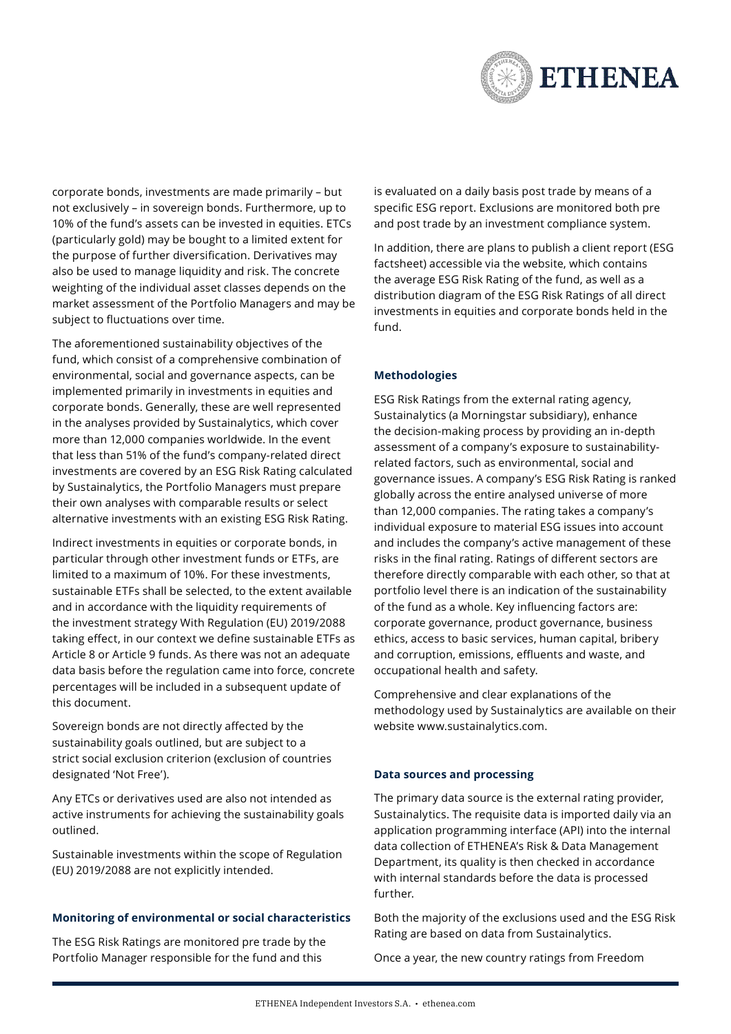corporate bonds, investments are made primarily – but not exclusively – in sovereign bonds. Furthermore, up to 10% of the fund's assets can be invested in equities. ETCs (particularly gold) may be bought to a limited extent for the purpose of further diversification. Derivatives may also be used to manage liquidity and risk. The concrete weighting of the individual asset classes depends on the market assessment of the Portfolio Managers and may be subject to fluctuations over time.

The aforementioned sustainability objectives of the fund, which consist of a comprehensive combination of environmental, social and governance aspects, can be implemented primarily in investments in equities and corporate bonds. Generally, these are well represented in the analyses provided by Sustainalytics, which cover more than 12,000 companies worldwide. In the event that less than 51% of the fund's company-related direct investments are covered by an ESG Risk Rating calculated by Sustainalytics, the Portfolio Managers must prepare their own analyses with comparable results or select alternative investments with an existing ESG Risk Rating.

Indirect investments in equities or corporate bonds, in particular through other investment funds or ETFs, are limited to a maximum of 10%. For these investments, sustainable ETFs shall be selected, to the extent available and in accordance with the liquidity requirements of the investment strategy With Regulation (EU) 2019/2088 taking effect, in our context we define sustainable ETFs as Article 8 or Article 9 funds. As there was not an adequate data basis before the regulation came into force, concrete percentages will be included in a subsequent update of this document.

Sovereign bonds are not directly affected by the sustainability goals outlined, but are subject to a strict social exclusion criterion (exclusion of countries designated 'Not Free').

Any ETCs or derivatives used are also not intended as active instruments for achieving the sustainability goals outlined.

Sustainable investments within the scope of Regulation (EU) 2019/2088 are not explicitly intended.

**Monitoring of environmental or social characteristics**

The ESG Risk Ratings are monitored pre trade by the Portfolio Manager responsible for the fund and this is evaluated on a daily basis post trade by means of a specific ESG report. Exclusions are monitored both pre and post trade by an investment compliance system.

In addition, there are plans to publish a client report (ESG factsheet) accessible via the website, which contains the average ESG Risk Rating of the fund, as well as a distribution diagram of the ESG Risk Ratings of all direct investments in equities and corporate bonds held in the fund.

**Methodologies**

ESG Risk Ratings from the external rating agency, Sustainalytics (a Morningstar subsidiary), enhance the decision-making process by providing an in-depth assessment of a company's exposure to sustainability-related factors, such as environmental, social and governance issues. A company's ESG Risk Rating is ranked globally across the entire analysed universe of more than 12,000 companies. The rating takes a company's individual exposure to material ESG issues into account and includes the company's active management of these risks in the final rating. Ratings of different sectors are therefore directly comparable with each other, so that at portfolio level there is an indication of the sustainability of the fund as a whole. Key influencing factors are: corporate governance, product governance, business ethics, access to basic services, human capital, bribery and corruption, emissions, effluents and waste, and occupational health and safety.

Comprehensive and clear explanations of the methodology used by Sustainalytics are available on their website www.sustainalytics.com.

**Data sources and processing**

The primary data source is the external rating provider, Sustainalytics. The requisite data is imported daily via an application programming interface (API) into the internal data collection of ETHENEA's Risk & Data Management Department, its quality is then checked in accordance with internal standards before the data is processed further.

Both the majority of the exclusions used and the ESG Risk Rating are based on data from Sustainalytics.

Once a year, the new country ratings from Freedom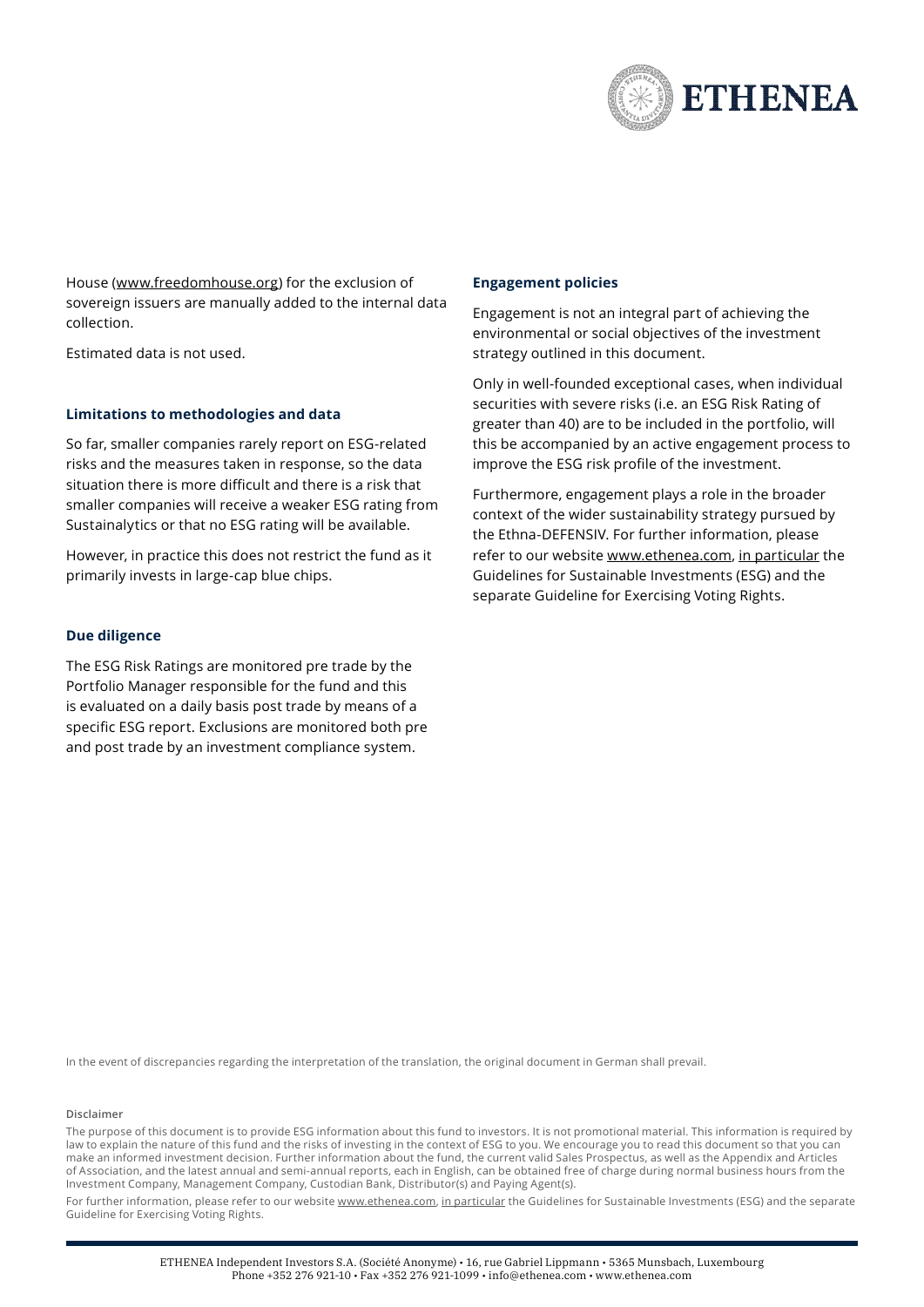House (www.freedomhouse.org) for the exclusion of sovereign issuers are manually added to the internal data collection.

Estimated data is not used.

#### Limitations to methodologies and data

So far, smaller companies rarely report on ESG-related risks and the measures taken in response, so the data situation there is more difficult and there is a risk that smaller companies will receive a weaker ESG rating from Sustainalytics or that no ESG rating will be available.

However, in practice this does not restrict the fund as it primarily invests in large-cap blue chips.

#### Due diligence

The ESG Risk Ratings are monitored pre trade by the Portfolio Manager responsible for the fund and this is evaluated on a daily basis post trade by means of a specific ESG report. Exclusions are monitored both pre and post trade by an investment compliance system.

#### Engagement policies

Engagement is not an integral part of achieving the environmental or social objectives of the investment strategy outlined in this document.

Only in well-founded exceptional cases, when individual securities with severe risks (i.e. an ESG Risk Rating of greater than 40) are to be included in the portfolio, will this be accompanied by an active engagement process to improve the ESG risk profile of the investment.

Furthermore, engagement plays a role in the broader context of the wider sustainability strategy pursued by the Ethna-DEFENSIV. For further information, please refer to our website www.ethenea.com, in particular the Guidelines for Sustainable Investments (ESG) and the separate Guideline for Exercising Voting Rights.

In the event of discrepancies regarding the interpretation of the translation, the original document in German shall prevail.

**Disclaimer**

The purpose of this document is to provide ESG information about this fund to investors. It is not promotional material. This information is required by law to explain the nature of this fund and the risks of investing in the context of ESG to you. We encourage you to read this document so that you can make an informed investment decision. Further information about the fund, the current valid Sales Prospectus, as well as the Appendix and Articles of Association, and the latest annual and semi-annual reports, each in English, can be obtained free of charge during normal business hours from the Investment Company, Management Company, Custodian Bank, Distributor(s) and Paying Agent(s).

For further information, please refer to our website www.ethenea.com, in particular the Guidelines for Sustainable Investments (ESG) and the separate Guideline for Exercising Voting Rights.

ETHENEA Independent Investors S.A. (Société Anonyme) • 16, rue Gabriel Lippmann • 5365 Munsbach, Luxembourg
Phone +352 276 921-10 • Fax +352 276 921-1099 • info@ethenea.com • www.ethenea.com